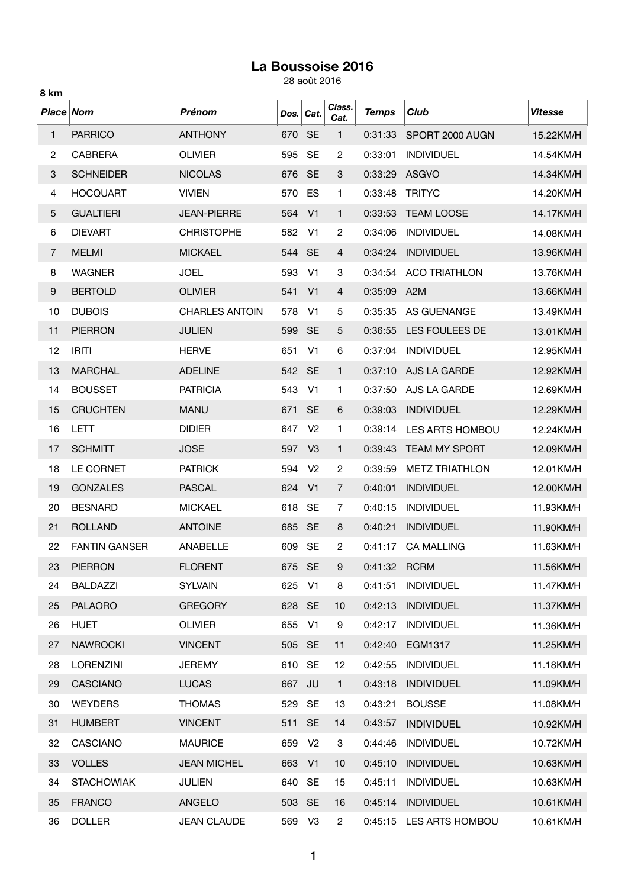# La Boussoise 2016

28 août 2016

**8 km**

| *Place* | *Nom* | *Prénom* | *Dos.* | *Cat.* | *Class. Cat.* | *Temps* | *Club* | *Vitesse* |
|---|---|---|---|---|---|---|---|---|
| 1 | PARRICO | ANTHONY | 670 | SE | 1 | 0:31:33 | SPORT 2000 AUGN | 15.22KM/H |
| 2 | CABRERA | OLIVIER | 595 | SE | 2 | 0:33:01 | INDIVIDUEL | 14.54KM/H |
| 3 | SCHNEIDER | NICOLAS | 676 | SE | 3 | 0:33:29 | ASGVO | 14.34KM/H |
| 4 | HOCQUART | VIVIEN | 570 | ES | 1 | 0:33:48 | TRITYC | 14.20KM/H |
| 5 | GUALTIERI | JEAN-PIERRE | 564 | V1 | 1 | 0:33:53 | TEAM LOOSE | 14.17KM/H |
| 6 | DIEVART | CHRISTOPHE | 582 | V1 | 2 | 0:34:06 | INDIVIDUEL | 14.08KM/H |
| 7 | MELMI | MICKAEL | 544 | SE | 4 | 0:34:24 | INDIVIDUEL | 13.96KM/H |
| 8 | WAGNER | JOEL | 593 | V1 | 3 | 0:34:54 | ACO TRIATHLON | 13.76KM/H |
| 9 | BERTOLD | OLIVIER | 541 | V1 | 4 | 0:35:09 | A2M | 13.66KM/H |
| 10 | DUBOIS | CHARLES ANTOIN | 578 | V1 | 5 | 0:35:35 | AS GUENANGE | 13.49KM/H |
| 11 | PIERRON | JULIEN | 599 | SE | 5 | 0:36:55 | LES FOULEES DE | 13.01KM/H |
| 12 | IRITI | HERVE | 651 | V1 | 6 | 0:37:04 | INDIVIDUEL | 12.95KM/H |
| 13 | MARCHAL | ADELINE | 542 | SE | 1 | 0:37:10 | AJS LA GARDE | 12.92KM/H |
| 14 | BOUSSET | PATRICIA | 543 | V1 | 1 | 0:37:50 | AJS LA GARDE | 12.69KM/H |
| 15 | CRUCHTEN | MANU | 671 | SE | 6 | 0:39:03 | INDIVIDUEL | 12.29KM/H |
| 16 | LETT | DIDIER | 647 | V2 | 1 | 0:39:14 | LES ARTS HOMBOU | 12.24KM/H |
| 17 | SCHMITT | JOSE | 597 | V3 | 1 | 0:39:43 | TEAM MY SPORT | 12.09KM/H |
| 18 | LE CORNET | PATRICK | 594 | V2 | 2 | 0:39:59 | METZ TRIATHLON | 12.01KM/H |
| 19 | GONZALES | PASCAL | 624 | V1 | 7 | 0:40:01 | INDIVIDUEL | 12.00KM/H |
| 20 | BESNARD | MICKAEL | 618 | SE | 7 | 0:40:15 | INDIVIDUEL | 11.93KM/H |
| 21 | ROLLAND | ANTOINE | 685 | SE | 8 | 0:40:21 | INDIVIDUEL | 11.90KM/H |
| 22 | FANTIN GANSER | ANABELLE | 609 | SE | 2 | 0:41:17 | CA MALLING | 11.63KM/H |
| 23 | PIERRON | FLORENT | 675 | SE | 9 | 0:41:32 | RCRM | 11.56KM/H |
| 24 | BALDAZZI | SYLVAIN | 625 | V1 | 8 | 0:41:51 | INDIVIDUEL | 11.47KM/H |
| 25 | PALAORO | GREGORY | 628 | SE | 10 | 0:42:13 | INDIVIDUEL | 11.37KM/H |
| 26 | HUET | OLIVIER | 655 | V1 | 9 | 0:42:17 | INDIVIDUEL | 11.36KM/H |
| 27 | NAWROCKI | VINCENT | 505 | SE | 11 | 0:42:40 | EGM1317 | 11.25KM/H |
| 28 | LORENZINI | JEREMY | 610 | SE | 12 | 0:42:55 | INDIVIDUEL | 11.18KM/H |
| 29 | CASCIANO | LUCAS | 667 | JU | 1 | 0:43:18 | INDIVIDUEL | 11.09KM/H |
| 30 | WEYDERS | THOMAS | 529 | SE | 13 | 0:43:21 | BOUSSE | 11.08KM/H |
| 31 | HUMBERT | VINCENT | 511 | SE | 14 | 0:43:57 | INDIVIDUEL | 10.92KM/H |
| 32 | CASCIANO | MAURICE | 659 | V2 | 3 | 0:44:46 | INDIVIDUEL | 10.72KM/H |
| 33 | VOLLES | JEAN MICHEL | 663 | V1 | 10 | 0:45:10 | INDIVIDUEL | 10.63KM/H |
| 34 | STACHOWIAK | JULIEN | 640 | SE | 15 | 0:45:11 | INDIVIDUEL | 10.63KM/H |
| 35 | FRANCO | ANGELO | 503 | SE | 16 | 0:45:14 | INDIVIDUEL | 10.61KM/H |
| 36 | DOLLER | JEAN CLAUDE | 569 | V3 | 2 | 0:45:15 | LES ARTS HOMBOU | 10.61KM/H |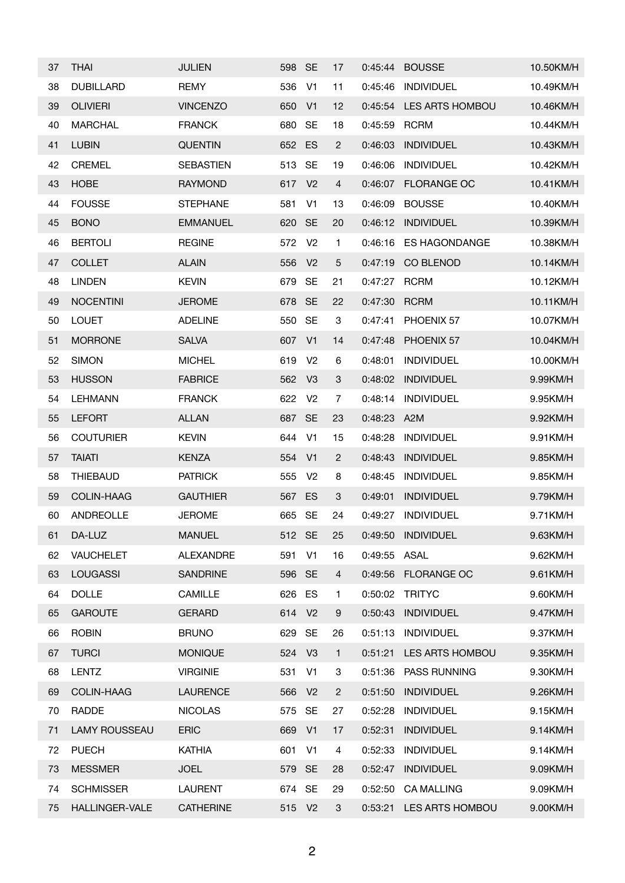| | | | | | | | | |
|---|---|---|---|---|---|---|---|---|
| 37 | THAI | JULIEN | 598 | SE | 17 | 0:45:44 | BOUSSE | 10.50KM/H |
| 38 | DUBILLARD | REMY | 536 | V1 | 11 | 0:45:46 | INDIVIDUEL | 10.49KM/H |
| 39 | OLIVIERI | VINCENZO | 650 | V1 | 12 | 0:45:54 | LES ARTS HOMBOU | 10.46KM/H |
| 40 | MARCHAL | FRANCK | 680 | SE | 18 | 0:45:59 | RCRM | 10.44KM/H |
| 41 | LUBIN | QUENTIN | 652 | ES | 2 | 0:46:03 | INDIVIDUEL | 10.43KM/H |
| 42 | CREMEL | SEBASTIEN | 513 | SE | 19 | 0:46:06 | INDIVIDUEL | 10.42KM/H |
| 43 | HOBE | RAYMOND | 617 | V2 | 4 | 0:46:07 | FLORANGE OC | 10.41KM/H |
| 44 | FOUSSE | STEPHANE | 581 | V1 | 13 | 0:46:09 | BOUSSE | 10.40KM/H |
| 45 | BONO | EMMANUEL | 620 | SE | 20 | 0:46:12 | INDIVIDUEL | 10.39KM/H |
| 46 | BERTOLI | REGINE | 572 | V2 | 1 | 0:46:16 | ES HAGONDANGE | 10.38KM/H |
| 47 | COLLET | ALAIN | 556 | V2 | 5 | 0:47:19 | CO BLENOD | 10.14KM/H |
| 48 | LINDEN | KEVIN | 679 | SE | 21 | 0:47:27 | RCRM | 10.12KM/H |
| 49 | NOCENTINI | JEROME | 678 | SE | 22 | 0:47:30 | RCRM | 10.11KM/H |
| 50 | LOUET | ADELINE | 550 | SE | 3 | 0:47:41 | PHOENIX 57 | 10.07KM/H |
| 51 | MORRONE | SALVA | 607 | V1 | 14 | 0:47:48 | PHOENIX 57 | 10.04KM/H |
| 52 | SIMON | MICHEL | 619 | V2 | 6 | 0:48:01 | INDIVIDUEL | 10.00KM/H |
| 53 | HUSSON | FABRICE | 562 | V3 | 3 | 0:48:02 | INDIVIDUEL | 9.99KM/H |
| 54 | LEHMANN | FRANCK | 622 | V2 | 7 | 0:48:14 | INDIVIDUEL | 9.95KM/H |
| 55 | LEFORT | ALLAN | 687 | SE | 23 | 0:48:23 | A2M | 9.92KM/H |
| 56 | COUTURIER | KEVIN | 644 | V1 | 15 | 0:48:28 | INDIVIDUEL | 9.91KM/H |
| 57 | TAIATI | KENZA | 554 | V1 | 2 | 0:48:43 | INDIVIDUEL | 9.85KM/H |
| 58 | THIEBAUD | PATRICK | 555 | V2 | 8 | 0:48:45 | INDIVIDUEL | 9.85KM/H |
| 59 | COLIN-HAAG | GAUTHIER | 567 | ES | 3 | 0:49:01 | INDIVIDUEL | 9.79KM/H |
| 60 | ANDREOLLE | JEROME | 665 | SE | 24 | 0:49:27 | INDIVIDUEL | 9.71KM/H |
| 61 | DA-LUZ | MANUEL | 512 | SE | 25 | 0:49:50 | INDIVIDUEL | 9.63KM/H |
| 62 | VAUCHELET | ALEXANDRE | 591 | V1 | 16 | 0:49:55 | ASAL | 9.62KM/H |
| 63 | LOUGASSI | SANDRINE | 596 | SE | 4 | 0:49:56 | FLORANGE OC | 9.61KM/H |
| 64 | DOLLE | CAMILLE | 626 | ES | 1 | 0:50:02 | TRITYC | 9.60KM/H |
| 65 | GAROUTE | GERARD | 614 | V2 | 9 | 0:50:43 | INDIVIDUEL | 9.47KM/H |
| 66 | ROBIN | BRUNO | 629 | SE | 26 | 0:51:13 | INDIVIDUEL | 9.37KM/H |
| 67 | TURCI | MONIQUE | 524 | V3 | 1 | 0:51:21 | LES ARTS HOMBOU | 9.35KM/H |
| 68 | LENTZ | VIRGINIE | 531 | V1 | 3 | 0:51:36 | PASS RUNNING | 9.30KM/H |
| 69 | COLIN-HAAG | LAURENCE | 566 | V2 | 2 | 0:51:50 | INDIVIDUEL | 9.26KM/H |
| 70 | RADDE | NICOLAS | 575 | SE | 27 | 0:52:28 | INDIVIDUEL | 9.15KM/H |
| 71 | LAMY ROUSSEAU | ERIC | 669 | V1 | 17 | 0:52:31 | INDIVIDUEL | 9.14KM/H |
| 72 | PUECH | KATHIA | 601 | V1 | 4 | 0:52:33 | INDIVIDUEL | 9.14KM/H |
| 73 | MESSMER | JOEL | 579 | SE | 28 | 0:52:47 | INDIVIDUEL | 9.09KM/H |
| 74 | SCHMISSER | LAURENT | 674 | SE | 29 | 0:52:50 | CA MALLING | 9.09KM/H |
| 75 | HALLINGER-VALE | CATHERINE | 515 | V2 | 3 | 0:53:21 | LES ARTS HOMBOU | 9.00KM/H |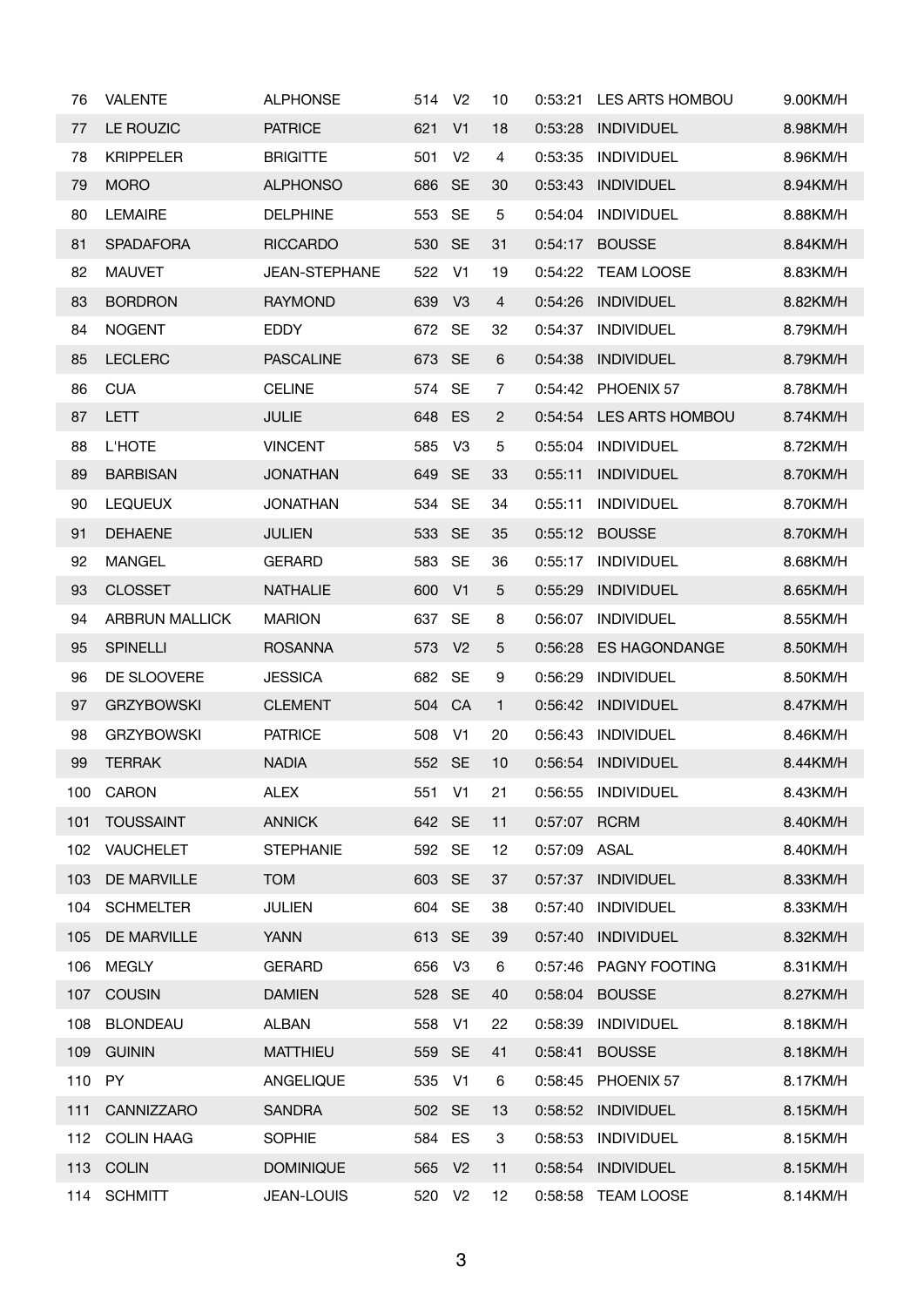| | | | | | | | | |
|---|---|---|---|---|---|---|---|---|
| 76 | VALENTE | ALPHONSE | 514 | V2 | 10 | 0:53:21 | LES ARTS HOMBOU | 9.00KM/H |
| 77 | LE ROUZIC | PATRICE | 621 | V1 | 18 | 0:53:28 | INDIVIDUEL | 8.98KM/H |
| 78 | KRIPPELER | BRIGITTE | 501 | V2 | 4 | 0:53:35 | INDIVIDUEL | 8.96KM/H |
| 79 | MORO | ALPHONSO | 686 | SE | 30 | 0:53:43 | INDIVIDUEL | 8.94KM/H |
| 80 | LEMAIRE | DELPHINE | 553 | SE | 5 | 0:54:04 | INDIVIDUEL | 8.88KM/H |
| 81 | SPADAFORA | RICCARDO | 530 | SE | 31 | 0:54:17 | BOUSSE | 8.84KM/H |
| 82 | MAUVET | JEAN-STEPHANE | 522 | V1 | 19 | 0:54:22 | TEAM LOOSE | 8.83KM/H |
| 83 | BORDRON | RAYMOND | 639 | V3 | 4 | 0:54:26 | INDIVIDUEL | 8.82KM/H |
| 84 | NOGENT | EDDY | 672 | SE | 32 | 0:54:37 | INDIVIDUEL | 8.79KM/H |
| 85 | LECLERC | PASCALINE | 673 | SE | 6 | 0:54:38 | INDIVIDUEL | 8.79KM/H |
| 86 | CUA | CELINE | 574 | SE | 7 | 0:54:42 | PHOENIX 57 | 8.78KM/H |
| 87 | LETT | JULIE | 648 | ES | 2 | 0:54:54 | LES ARTS HOMBOU | 8.74KM/H |
| 88 | L'HOTE | VINCENT | 585 | V3 | 5 | 0:55:04 | INDIVIDUEL | 8.72KM/H |
| 89 | BARBISAN | JONATHAN | 649 | SE | 33 | 0:55:11 | INDIVIDUEL | 8.70KM/H |
| 90 | LEQUEUX | JONATHAN | 534 | SE | 34 | 0:55:11 | INDIVIDUEL | 8.70KM/H |
| 91 | DEHAENE | JULIEN | 533 | SE | 35 | 0:55:12 | BOUSSE | 8.70KM/H |
| 92 | MANGEL | GERARD | 583 | SE | 36 | 0:55:17 | INDIVIDUEL | 8.68KM/H |
| 93 | CLOSSET | NATHALIE | 600 | V1 | 5 | 0:55:29 | INDIVIDUEL | 8.65KM/H |
| 94 | ARBRUN MALLICK | MARION | 637 | SE | 8 | 0:56:07 | INDIVIDUEL | 8.55KM/H |
| 95 | SPINELLI | ROSANNA | 573 | V2 | 5 | 0:56:28 | ES HAGONDANGE | 8.50KM/H |
| 96 | DE SLOOVERE | JESSICA | 682 | SE | 9 | 0:56:29 | INDIVIDUEL | 8.50KM/H |
| 97 | GRZYBOWSKI | CLEMENT | 504 | CA | 1 | 0:56:42 | INDIVIDUEL | 8.47KM/H |
| 98 | GRZYBOWSKI | PATRICE | 508 | V1 | 20 | 0:56:43 | INDIVIDUEL | 8.46KM/H |
| 99 | TERRAK | NADIA | 552 | SE | 10 | 0:56:54 | INDIVIDUEL | 8.44KM/H |
| 100 | CARON | ALEX | 551 | V1 | 21 | 0:56:55 | INDIVIDUEL | 8.43KM/H |
| 101 | TOUSSAINT | ANNICK | 642 | SE | 11 | 0:57:07 | RCRM | 8.40KM/H |
| 102 | VAUCHELET | STEPHANIE | 592 | SE | 12 | 0:57:09 | ASAL | 8.40KM/H |
| 103 | DE MARVILLE | TOM | 603 | SE | 37 | 0:57:37 | INDIVIDUEL | 8.33KM/H |
| 104 | SCHMELTER | JULIEN | 604 | SE | 38 | 0:57:40 | INDIVIDUEL | 8.33KM/H |
| 105 | DE MARVILLE | YANN | 613 | SE | 39 | 0:57:40 | INDIVIDUEL | 8.32KM/H |
| 106 | MEGLY | GERARD | 656 | V3 | 6 | 0:57:46 | PAGNY FOOTING | 8.31KM/H |
| 107 | COUSIN | DAMIEN | 528 | SE | 40 | 0:58:04 | BOUSSE | 8.27KM/H |
| 108 | BLONDEAU | ALBAN | 558 | V1 | 22 | 0:58:39 | INDIVIDUEL | 8.18KM/H |
| 109 | GUININ | MATTHIEU | 559 | SE | 41 | 0:58:41 | BOUSSE | 8.18KM/H |
| 110 | PY | ANGELIQUE | 535 | V1 | 6 | 0:58:45 | PHOENIX 57 | 8.17KM/H |
| 111 | CANNIZZARO | SANDRA | 502 | SE | 13 | 0:58:52 | INDIVIDUEL | 8.15KM/H |
| 112 | COLIN HAAG | SOPHIE | 584 | ES | 3 | 0:58:53 | INDIVIDUEL | 8.15KM/H |
| 113 | COLIN | DOMINIQUE | 565 | V2 | 11 | 0:58:54 | INDIVIDUEL | 8.15KM/H |
| 114 | SCHMITT | JEAN-LOUIS | 520 | V2 | 12 | 0:58:58 | TEAM LOOSE | 8.14KM/H |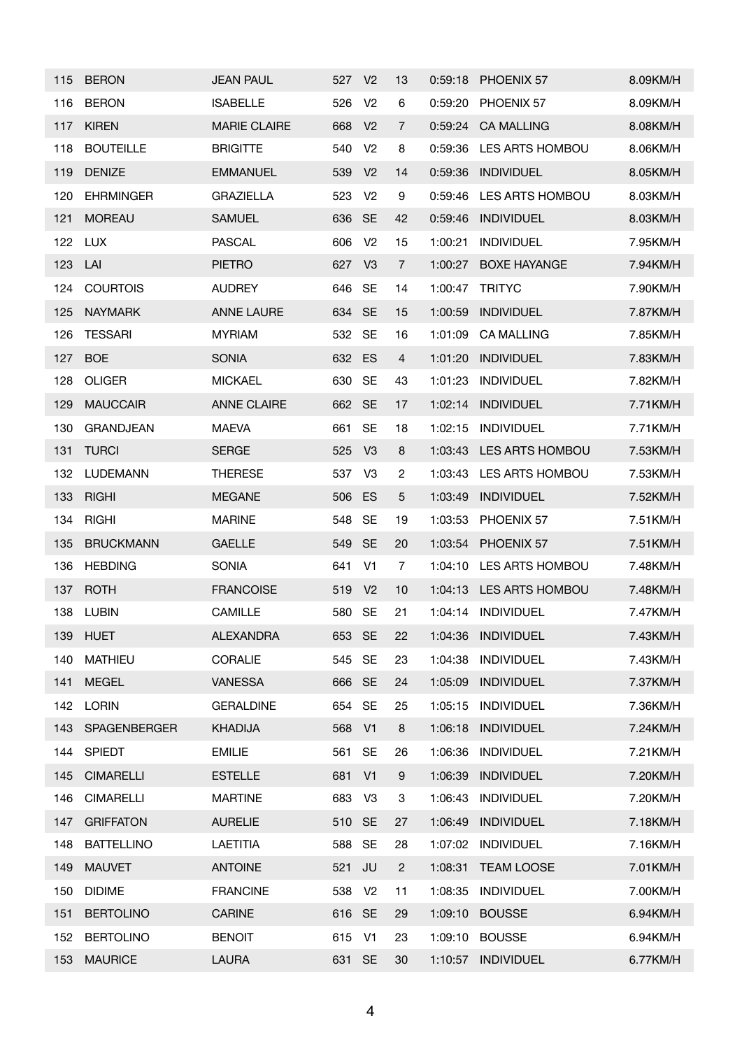| | | | | | | | | |
|---|---|---|---|---|---|---|---|---|
| 115 | BERON | JEAN PAUL | 527 | V2 | 13 | 0:59:18 | PHOENIX 57 | 8.09KM/H |
| 116 | BERON | ISABELLE | 526 | V2 | 6 | 0:59:20 | PHOENIX 57 | 8.09KM/H |
| 117 | KIREN | MARIE CLAIRE | 668 | V2 | 7 | 0:59:24 | CA MALLING | 8.08KM/H |
| 118 | BOUTEILLE | BRIGITTE | 540 | V2 | 8 | 0:59:36 | LES ARTS HOMBOU | 8.06KM/H |
| 119 | DENIZE | EMMANUEL | 539 | V2 | 14 | 0:59:36 | INDIVIDUEL | 8.05KM/H |
| 120 | EHRMINGER | GRAZIELLA | 523 | V2 | 9 | 0:59:46 | LES ARTS HOMBOU | 8.03KM/H |
| 121 | MOREAU | SAMUEL | 636 | SE | 42 | 0:59:46 | INDIVIDUEL | 8.03KM/H |
| 122 | LUX | PASCAL | 606 | V2 | 15 | 1:00:21 | INDIVIDUEL | 7.95KM/H |
| 123 | LAI | PIETRO | 627 | V3 | 7 | 1:00:27 | BOXE HAYANGE | 7.94KM/H |
| 124 | COURTOIS | AUDREY | 646 | SE | 14 | 1:00:47 | TRITYC | 7.90KM/H |
| 125 | NAYMARK | ANNE LAURE | 634 | SE | 15 | 1:00:59 | INDIVIDUEL | 7.87KM/H |
| 126 | TESSARI | MYRIAM | 532 | SE | 16 | 1:01:09 | CA MALLING | 7.85KM/H |
| 127 | BOE | SONIA | 632 | ES | 4 | 1:01:20 | INDIVIDUEL | 7.83KM/H |
| 128 | OLIGER | MICKAEL | 630 | SE | 43 | 1:01:23 | INDIVIDUEL | 7.82KM/H |
| 129 | MAUCCAIR | ANNE CLAIRE | 662 | SE | 17 | 1:02:14 | INDIVIDUEL | 7.71KM/H |
| 130 | GRANDJEAN | MAEVA | 661 | SE | 18 | 1:02:15 | INDIVIDUEL | 7.71KM/H |
| 131 | TURCI | SERGE | 525 | V3 | 8 | 1:03:43 | LES ARTS HOMBOU | 7.53KM/H |
| 132 | LUDEMANN | THERESE | 537 | V3 | 2 | 1:03:43 | LES ARTS HOMBOU | 7.53KM/H |
| 133 | RIGHI | MEGANE | 506 | ES | 5 | 1:03:49 | INDIVIDUEL | 7.52KM/H |
| 134 | RIGHI | MARINE | 548 | SE | 19 | 1:03:53 | PHOENIX 57 | 7.51KM/H |
| 135 | BRUCKMANN | GAELLE | 549 | SE | 20 | 1:03:54 | PHOENIX 57 | 7.51KM/H |
| 136 | HEBDING | SONIA | 641 | V1 | 7 | 1:04:10 | LES ARTS HOMBOU | 7.48KM/H |
| 137 | ROTH | FRANCOISE | 519 | V2 | 10 | 1:04:13 | LES ARTS HOMBOU | 7.48KM/H |
| 138 | LUBIN | CAMILLE | 580 | SE | 21 | 1:04:14 | INDIVIDUEL | 7.47KM/H |
| 139 | HUET | ALEXANDRA | 653 | SE | 22 | 1:04:36 | INDIVIDUEL | 7.43KM/H |
| 140 | MATHIEU | CORALIE | 545 | SE | 23 | 1:04:38 | INDIVIDUEL | 7.43KM/H |
| 141 | MEGEL | VANESSA | 666 | SE | 24 | 1:05:09 | INDIVIDUEL | 7.37KM/H |
| 142 | LORIN | GERALDINE | 654 | SE | 25 | 1:05:15 | INDIVIDUEL | 7.36KM/H |
| 143 | SPAGENBERGER | KHADIJA | 568 | V1 | 8 | 1:06:18 | INDIVIDUEL | 7.24KM/H |
| 144 | SPIEDT | EMILIE | 561 | SE | 26 | 1:06:36 | INDIVIDUEL | 7.21KM/H |
| 145 | CIMARELLI | ESTELLE | 681 | V1 | 9 | 1:06:39 | INDIVIDUEL | 7.20KM/H |
| 146 | CIMARELLI | MARTINE | 683 | V3 | 3 | 1:06:43 | INDIVIDUEL | 7.20KM/H |
| 147 | GRIFFATON | AURELIE | 510 | SE | 27 | 1:06:49 | INDIVIDUEL | 7.18KM/H |
| 148 | BATTELLINO | LAETITIA | 588 | SE | 28 | 1:07:02 | INDIVIDUEL | 7.16KM/H |
| 149 | MAUVET | ANTOINE | 521 | JU | 2 | 1:08:31 | TEAM LOOSE | 7.01KM/H |
| 150 | DIDIME | FRANCINE | 538 | V2 | 11 | 1:08:35 | INDIVIDUEL | 7.00KM/H |
| 151 | BERTOLINO | CARINE | 616 | SE | 29 | 1:09:10 | BOUSSE | 6.94KM/H |
| 152 | BERTOLINO | BENOIT | 615 | V1 | 23 | 1:09:10 | BOUSSE | 6.94KM/H |
| 153 | MAURICE | LAURA | 631 | SE | 30 | 1:10:57 | INDIVIDUEL | 6.77KM/H |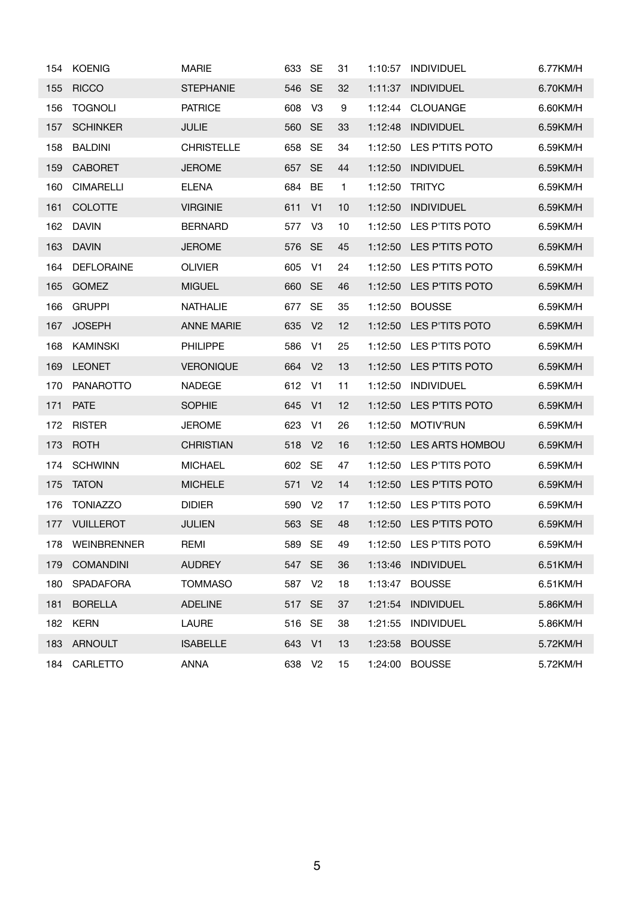| | | | | | | | | |
|---|---|---|---|---|---|---|---|---|
| 154 | KOENIG | MARIE | 633 | SE | 31 | 1:10:57 | INDIVIDUEL | 6.77KM/H |
| 155 | RICCO | STEPHANIE | 546 | SE | 32 | 1:11:37 | INDIVIDUEL | 6.70KM/H |
| 156 | TOGNOLI | PATRICE | 608 | V3 | 9 | 1:12:44 | CLOUANGE | 6.60KM/H |
| 157 | SCHINKER | JULIE | 560 | SE | 33 | 1:12:48 | INDIVIDUEL | 6.59KM/H |
| 158 | BALDINI | CHRISTELLE | 658 | SE | 34 | 1:12:50 | LES P'TITS POTO | 6.59KM/H |
| 159 | CABORET | JEROME | 657 | SE | 44 | 1:12:50 | INDIVIDUEL | 6.59KM/H |
| 160 | CIMARELLI | ELENA | 684 | BE | 1 | 1:12:50 | TRITYC | 6.59KM/H |
| 161 | COLOTTE | VIRGINIE | 611 | V1 | 10 | 1:12:50 | INDIVIDUEL | 6.59KM/H |
| 162 | DAVIN | BERNARD | 577 | V3 | 10 | 1:12:50 | LES P'TITS POTO | 6.59KM/H |
| 163 | DAVIN | JEROME | 576 | SE | 45 | 1:12:50 | LES P'TITS POTO | 6.59KM/H |
| 164 | DEFLORAINE | OLIVIER | 605 | V1 | 24 | 1:12:50 | LES P'TITS POTO | 6.59KM/H |
| 165 | GOMEZ | MIGUEL | 660 | SE | 46 | 1:12:50 | LES P'TITS POTO | 6.59KM/H |
| 166 | GRUPPI | NATHALIE | 677 | SE | 35 | 1:12:50 | BOUSSE | 6.59KM/H |
| 167 | JOSEPH | ANNE MARIE | 635 | V2 | 12 | 1:12:50 | LES P'TITS POTO | 6.59KM/H |
| 168 | KAMINSKI | PHILIPPE | 586 | V1 | 25 | 1:12:50 | LES P'TITS POTO | 6.59KM/H |
| 169 | LEONET | VERONIQUE | 664 | V2 | 13 | 1:12:50 | LES P'TITS POTO | 6.59KM/H |
| 170 | PANAROTTO | NADEGE | 612 | V1 | 11 | 1:12:50 | INDIVIDUEL | 6.59KM/H |
| 171 | PATE | SOPHIE | 645 | V1 | 12 | 1:12:50 | LES P'TITS POTO | 6.59KM/H |
| 172 | RISTER | JEROME | 623 | V1 | 26 | 1:12:50 | MOTIV'RUN | 6.59KM/H |
| 173 | ROTH | CHRISTIAN | 518 | V2 | 16 | 1:12:50 | LES ARTS HOMBOU | 6.59KM/H |
| 174 | SCHWINN | MICHAEL | 602 | SE | 47 | 1:12:50 | LES P'TITS POTO | 6.59KM/H |
| 175 | TATON | MICHELE | 571 | V2 | 14 | 1:12:50 | LES P'TITS POTO | 6.59KM/H |
| 176 | TONIAZZO | DIDIER | 590 | V2 | 17 | 1:12:50 | LES P'TITS POTO | 6.59KM/H |
| 177 | VUILLEROT | JULIEN | 563 | SE | 48 | 1:12:50 | LES P'TITS POTO | 6.59KM/H |
| 178 | WEINBRENNER | REMI | 589 | SE | 49 | 1:12:50 | LES P'TITS POTO | 6.59KM/H |
| 179 | COMANDINI | AUDREY | 547 | SE | 36 | 1:13:46 | INDIVIDUEL | 6.51KM/H |
| 180 | SPADAFORA | TOMMASO | 587 | V2 | 18 | 1:13:47 | BOUSSE | 6.51KM/H |
| 181 | BORELLA | ADELINE | 517 | SE | 37 | 1:21:54 | INDIVIDUEL | 5.86KM/H |
| 182 | KERN | LAURE | 516 | SE | 38 | 1:21:55 | INDIVIDUEL | 5.86KM/H |
| 183 | ARNOULT | ISABELLE | 643 | V1 | 13 | 1:23:58 | BOUSSE | 5.72KM/H |
| 184 | CARLETTO | ANNA | 638 | V2 | 15 | 1:24:00 | BOUSSE | 5.72KM/H |